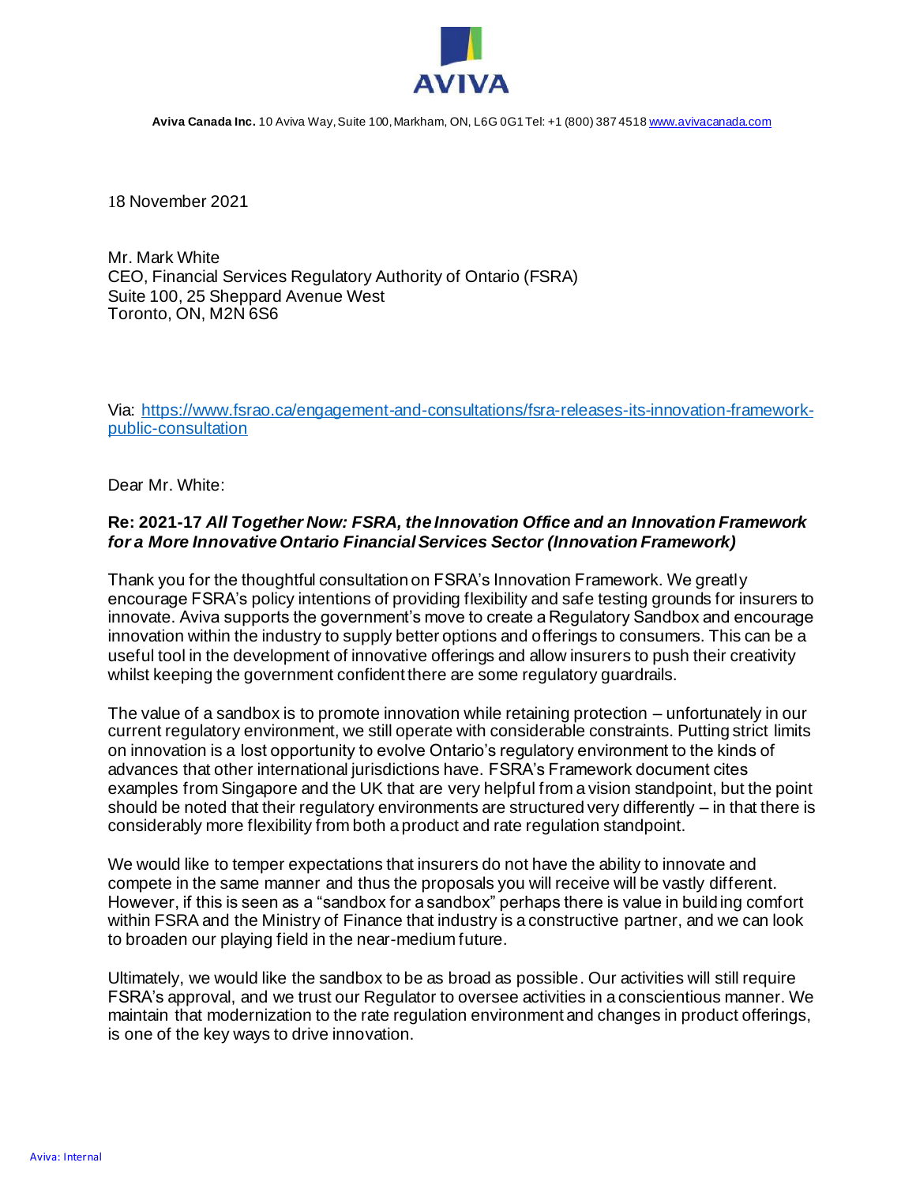**AVIVA**

**Aviva Canada Inc.** 10 Aviva Way, Suite 100, Markham, ON, L6G 0G1 Tel: +1 (800) 387 4518 www.avivacanada.com

18 November 2021

Mr. Mark White
CEO, Financial Services Regulatory Authority of Ontario (FSRA)
Suite 100, 25 Sheppard Avenue West
Toronto, ON, M2N 6S6

Via: https://www.fsrao.ca/engagement-and-consultations/fsra-releases-its-innovation-framework-public-consultation

Dear Mr. White:

**Re: 2021-17 *All Together Now: FSRA, the Innovation Office and an Innovation Framework for a More Innovative Ontario Financial Services Sector (Innovation Framework)***

Thank you for the thoughtful consultation on FSRA's Innovation Framework. We greatly encourage FSRA's policy intentions of providing flexibility and safe testing grounds for insurers to innovate. Aviva supports the government's move to create a Regulatory Sandbox and encourage innovation within the industry to supply better options and offerings to consumers. This can be a useful tool in the development of innovative offerings and allow insurers to push their creativity whilst keeping the government confident there are some regulatory guardrails.

The value of a sandbox is to promote innovation while retaining protection – unfortunately in our current regulatory environment, we still operate with considerable constraints. Putting strict limits on innovation is a lost opportunity to evolve Ontario's regulatory environment to the kinds of advances that other international jurisdictions have. FSRA's Framework document cites examples from Singapore and the UK that are very helpful from a vision standpoint, but the point should be noted that their regulatory environments are structured very differently – in that there is considerably more flexibility from both a product and rate regulation standpoint.

We would like to temper expectations that insurers do not have the ability to innovate and compete in the same manner and thus the proposals you will receive will be vastly different. However, if this is seen as a "sandbox for a sandbox" perhaps there is value in building comfort within FSRA and the Ministry of Finance that industry is a constructive partner, and we can look to broaden our playing field in the near-medium future.

Ultimately, we would like the sandbox to be as broad as possible. Our activities will still require FSRA's approval, and we trust our Regulator to oversee activities in a conscientious manner. We maintain that modernization to the rate regulation environment and changes in product offerings, is one of the key ways to drive innovation.

Aviva: Internal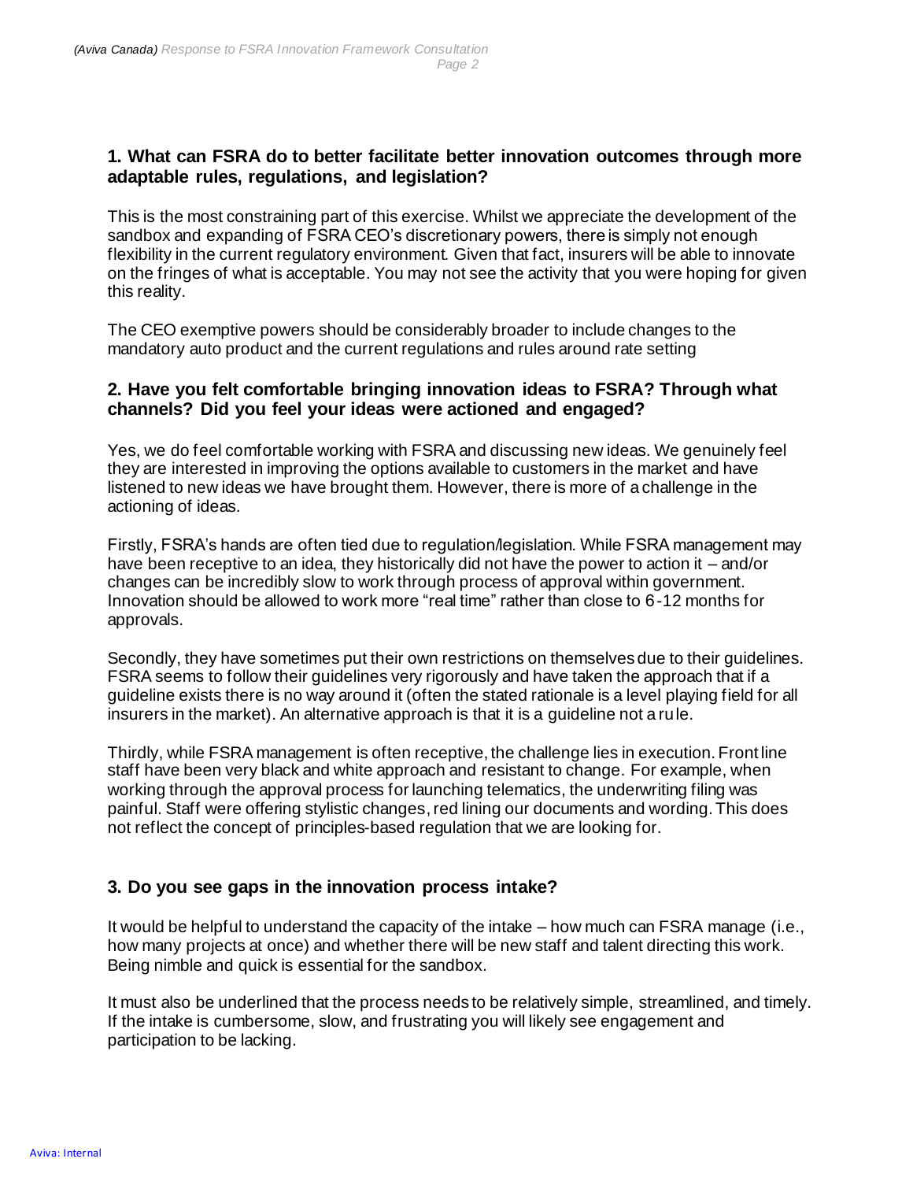### 1. What can FSRA do to better facilitate better innovation outcomes through more adaptable rules, regulations, and legislation?

This is the most constraining part of this exercise. Whilst we appreciate the development of the sandbox and expanding of FSRA CEO's discretionary powers, there is simply not enough flexibility in the current regulatory environment. Given that fact, insurers will be able to innovate on the fringes of what is acceptable. You may not see the activity that you were hoping for given this reality.

The CEO exemptive powers should be considerably broader to include changes to the mandatory auto product and the current regulations and rules around rate setting

### 2. Have you felt comfortable bringing innovation ideas to FSRA? Through what channels? Did you feel your ideas were actioned and engaged?

Yes, we do feel comfortable working with FSRA and discussing new ideas. We genuinely feel they are interested in improving the options available to customers in the market and have listened to new ideas we have brought them. However, there is more of a challenge in the actioning of ideas.

Firstly, FSRA's hands are often tied due to regulation/legislation. While FSRA management may have been receptive to an idea, they historically did not have the power to action it – and/or changes can be incredibly slow to work through process of approval within government. Innovation should be allowed to work more "real time" rather than close to 6-12 months for approvals.

Secondly, they have sometimes put their own restrictions on themselves due to their guidelines. FSRA seems to follow their guidelines very rigorously and have taken the approach that if a guideline exists there is no way around it (often the stated rationale is a level playing field for all insurers in the market). An alternative approach is that it is a guideline not a rule.

Thirdly, while FSRA management is often receptive, the challenge lies in execution. Front line staff have been very black and white approach and resistant to change. For example, when working through the approval process for launching telematics, the underwriting filing was painful. Staff were offering stylistic changes, red lining our documents and wording. This does not reflect the concept of principles-based regulation that we are looking for.

### 3. Do you see gaps in the innovation process intake?

It would be helpful to understand the capacity of the intake – how much can FSRA manage (i.e., how many projects at once) and whether there will be new staff and talent directing this work. Being nimble and quick is essential for the sandbox.

It must also be underlined that the process needs to be relatively simple, streamlined, and timely. If the intake is cumbersome, slow, and frustrating you will likely see engagement and participation to be lacking.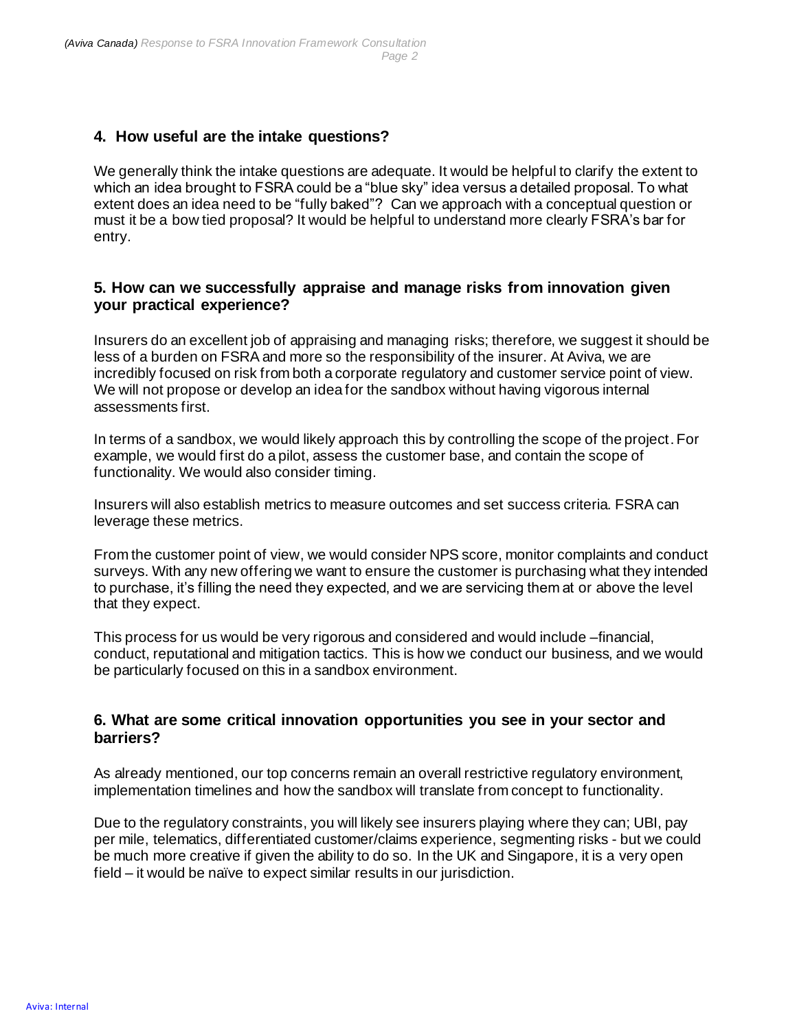### 4. How useful are the intake questions?

We generally think the intake questions are adequate. It would be helpful to clarify the extent to which an idea brought to FSRA could be a "blue sky" idea versus a detailed proposal. To what extent does an idea need to be "fully baked"? Can we approach with a conceptual question or must it be a bow tied proposal? It would be helpful to understand more clearly FSRA's bar for entry.

### 5. How can we successfully appraise and manage risks from innovation given your practical experience?

Insurers do an excellent job of appraising and managing risks; therefore, we suggest it should be less of a burden on FSRA and more so the responsibility of the insurer. At Aviva, we are incredibly focused on risk from both a corporate regulatory and customer service point of view. We will not propose or develop an idea for the sandbox without having vigorous internal assessments first.

In terms of a sandbox, we would likely approach this by controlling the scope of the project. For example, we would first do a pilot, assess the customer base, and contain the scope of functionality. We would also consider timing.

Insurers will also establish metrics to measure outcomes and set success criteria. FSRA can leverage these metrics.

From the customer point of view, we would consider NPS score, monitor complaints and conduct surveys. With any new offering we want to ensure the customer is purchasing what they intended to purchase, it's filling the need they expected, and we are servicing them at or above the level that they expect.

This process for us would be very rigorous and considered and would include –financial, conduct, reputational and mitigation tactics. This is how we conduct our business, and we would be particularly focused on this in a sandbox environment.

### 6. What are some critical innovation opportunities you see in your sector and barriers?

As already mentioned, our top concerns remain an overall restrictive regulatory environment, implementation timelines and how the sandbox will translate from concept to functionality.

Due to the regulatory constraints, you will likely see insurers playing where they can; UBI, pay per mile, telematics, differentiated customer/claims experience, segmenting risks - but we could be much more creative if given the ability to do so. In the UK and Singapore, it is a very open field – it would be naïve to expect similar results in our jurisdiction.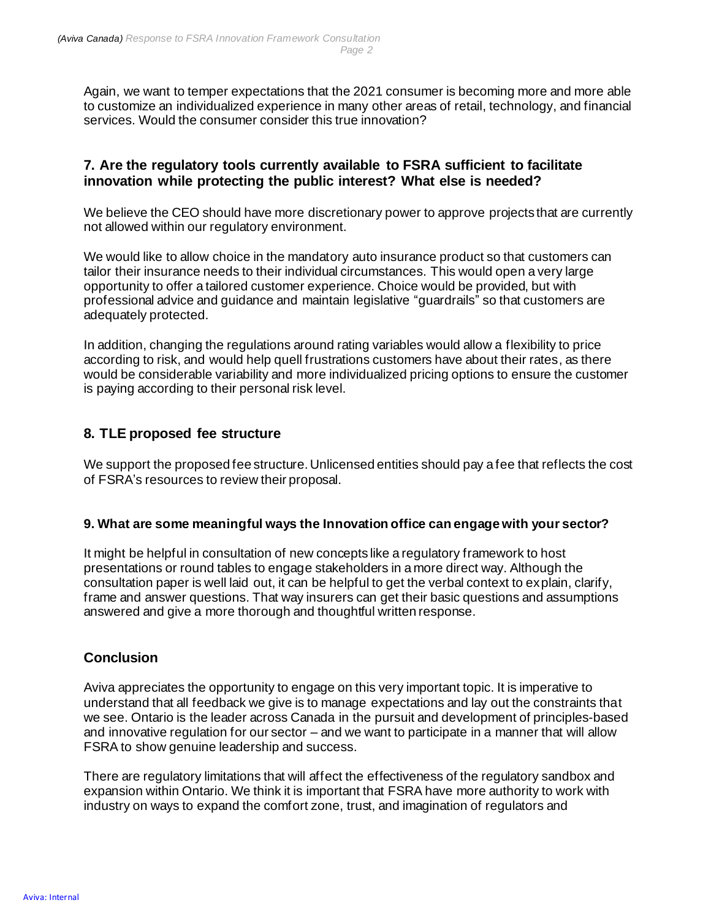Again, we want to temper expectations that the 2021 consumer is becoming more and more able to customize an individualized experience in many other areas of retail, technology, and financial services. Would the consumer consider this true innovation?

### 7. Are the regulatory tools currently available to FSRA sufficient to facilitate innovation while protecting the public interest? What else is needed?

We believe the CEO should have more discretionary power to approve projects that are currently not allowed within our regulatory environment.

We would like to allow choice in the mandatory auto insurance product so that customers can tailor their insurance needs to their individual circumstances. This would open a very large opportunity to offer a tailored customer experience. Choice would be provided, but with professional advice and guidance and maintain legislative "guardrails" so that customers are adequately protected.

In addition, changing the regulations around rating variables would allow a flexibility to price according to risk, and would help quell frustrations customers have about their rates, as there would be considerable variability and more individualized pricing options to ensure the customer is paying according to their personal risk level.

### 8. TLE proposed fee structure

We support the proposed fee structure. Unlicensed entities should pay a fee that reflects the cost of FSRA's resources to review their proposal.

### 9. What are some meaningful ways the Innovation office can engage with your sector?

It might be helpful in consultation of new concepts like a regulatory framework to host presentations or round tables to engage stakeholders in a more direct way. Although the consultation paper is well laid out, it can be helpful to get the verbal context to explain, clarify, frame and answer questions. That way insurers can get their basic questions and assumptions answered and give a more thorough and thoughtful written response.

### Conclusion

Aviva appreciates the opportunity to engage on this very important topic. It is imperative to understand that all feedback we give is to manage expectations and lay out the constraints that we see. Ontario is the leader across Canada in the pursuit and development of principles-based and innovative regulation for our sector – and we want to participate in a manner that will allow FSRA to show genuine leadership and success.

There are regulatory limitations that will affect the effectiveness of the regulatory sandbox and expansion within Ontario. We think it is important that FSRA have more authority to work with industry on ways to expand the comfort zone, trust, and imagination of regulators and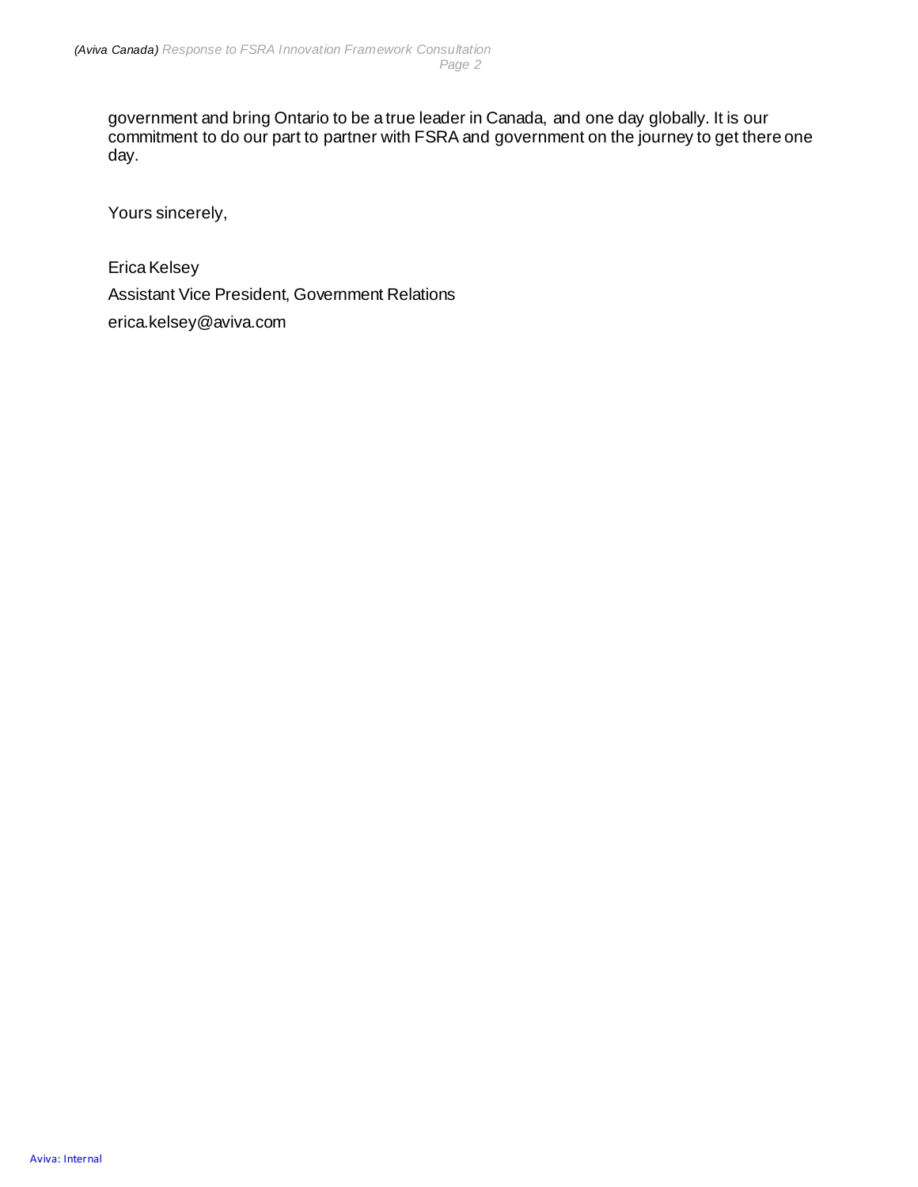government and bring Ontario to be a true leader in Canada, and one day globally. It is our commitment to do our part to partner with FSRA and government on the journey to get there one day.

Yours sincerely,

Erica Kelsey

Assistant Vice President, Government Relations

erica.kelsey@aviva.com